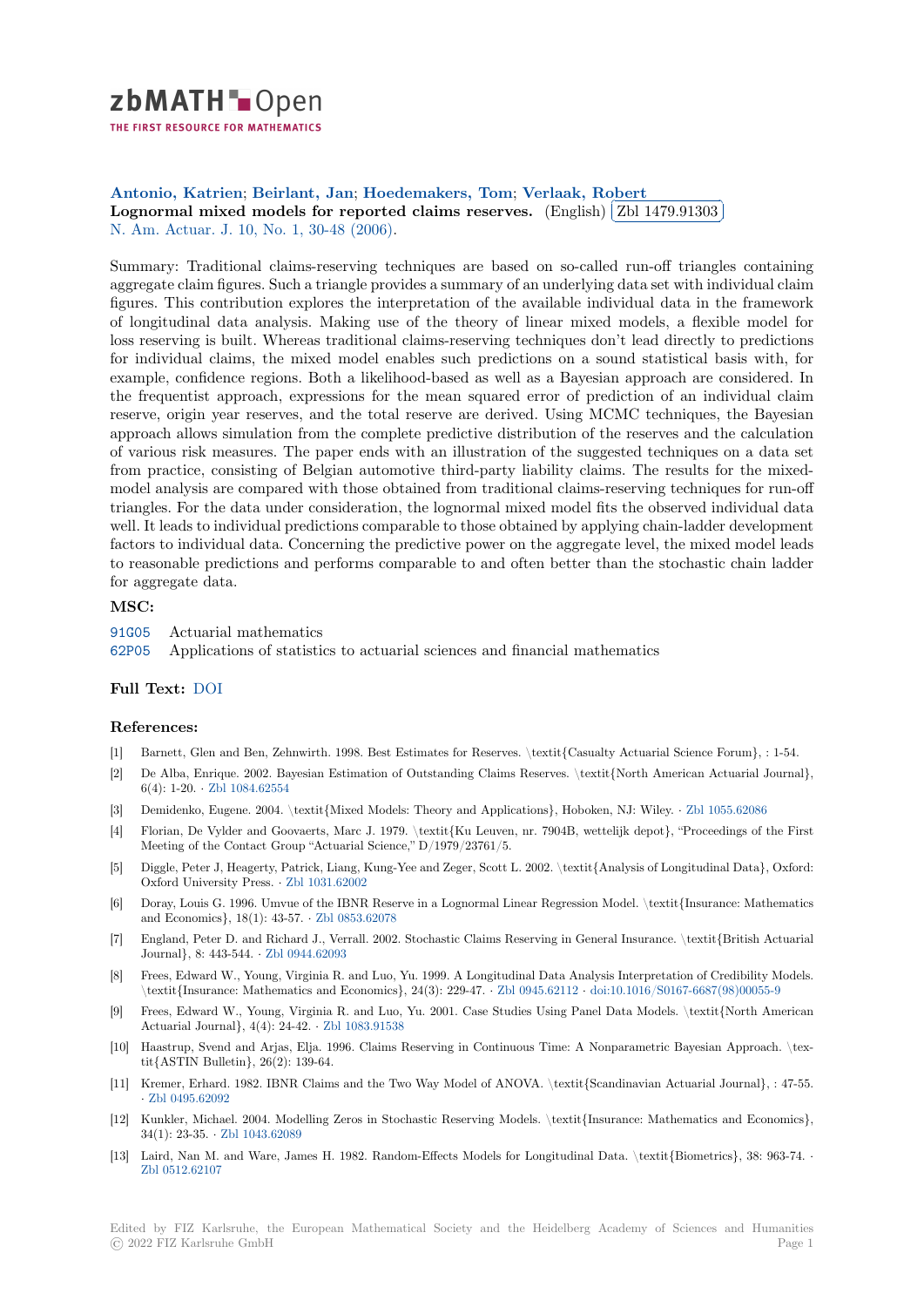zbMATH Open

THE FIRST RESOURCE FOR MATHEMATICS

**Antonio, Katrien**; **Beirlant, Jan**; **Hoedemakers, Tom**; **Verlaak, Robert**

**Lognormal mixed models for reported claims reserves.** (English) Zbl 1479.91303

N. Am. Actuar. J. 10, No. 1, 30-48 (2006).

Summary: Traditional claims-reserving techniques are based on so-called run-off triangles containing aggregate claim figures. Such a triangle provides a summary of an underlying data set with individual claim figures. This contribution explores the interpretation of the available individual data in the framework of longitudinal data analysis. Making use of the theory of linear mixed models, a flexible model for loss reserving is built. Whereas traditional claims-reserving techniques don't lead directly to predictions for individual claims, the mixed model enables such predictions on a sound statistical basis with, for example, confidence regions. Both a likelihood-based as well as a Bayesian approach are considered. In the frequentist approach, expressions for the mean squared error of prediction of an individual claim reserve, origin year reserves, and the total reserve are derived. Using MCMC techniques, the Bayesian approach allows simulation from the complete predictive distribution of the reserves and the calculation of various risk measures. The paper ends with an illustration of the suggested techniques on a data set from practice, consisting of Belgian automotive third-party liability claims. The results for the mixed-model analysis are compared with those obtained from traditional claims-reserving techniques for run-off triangles. For the data under consideration, the lognormal mixed model fits the observed individual data well. It leads to individual predictions comparable to those obtained by applying chain-ladder development factors to individual data. Concerning the predictive power on the aggregate level, the mixed model leads to reasonable predictions and performs comparable to and often better than the stochastic chain ladder for aggregate data.

### MSC:

91G05 Actuarial mathematics

62P05 Applications of statistics to actuarial sciences and financial mathematics

### Full Text: DOI

### References:

[1] Barnett, Glen and Ben, Zehnwirth. 1998. Best Estimates for Reserves. \textit{Casualty Actuarial Science Forum}, : 1-54.

[2] De Alba, Enrique. 2002. Bayesian Estimation of Outstanding Claims Reserves. \textit{North American Actuarial Journal}, 6(4): 1-20. · Zbl 1084.62554

[3] Demidenko, Eugene. 2004. \textit{Mixed Models: Theory and Applications}, Hoboken, NJ: Wiley. · Zbl 1055.62086

[4] Florian, De Vylder and Goovaerts, Marc J. 1979. \textit{Ku Leuven, nr. 7904B, wettelijk depot}, "Proceedings of the First Meeting of the Contact Group "Actuarial Science," D/1979/23761/5.

[5] Diggle, Peter J, Heagerty, Patrick, Liang, Kung-Yee and Zeger, Scott L. 2002. \textit{Analysis of Longitudinal Data}, Oxford: Oxford University Press. · Zbl 1031.62002

[6] Doray, Louis G. 1996. Umvue of the IBNR Reserve in a Lognormal Linear Regression Model. \textit{Insurance: Mathematics and Economics}, 18(1): 43-57. · Zbl 0853.62078

[7] England, Peter D. and Richard J., Verrall. 2002. Stochastic Claims Reserving in General Insurance. \textit{British Actuarial Journal}, 8: 443-544. · Zbl 0944.62093

[8] Frees, Edward W., Young, Virginia R. and Luo, Yu. 1999. A Longitudinal Data Analysis Interpretation of Credibility Models. \textit{Insurance: Mathematics and Economics}, 24(3): 229-47. · Zbl 0945.62112 · doi:10.1016/S0167-6687(98)00055-9

[9] Frees, Edward W., Young, Virginia R. and Luo, Yu. 2001. Case Studies Using Panel Data Models. \textit{North American Actuarial Journal}, 4(4): 24-42. · Zbl 1083.91538

[10] Haastrup, Svend and Arjas, Elja. 1996. Claims Reserving in Continuous Time: A Nonparametric Bayesian Approach. \textit{ASTIN Bulletin}, 26(2): 139-64.

[11] Kremer, Erhard. 1982. IBNR Claims and the Two Way Model of ANOVA. \textit{Scandinavian Actuarial Journal}, : 47-55. · Zbl 0495.62092

[12] Kunkler, Michael. 2004. Modelling Zeros in Stochastic Reserving Models. \textit{Insurance: Mathematics and Economics}, 34(1): 23-35. · Zbl 1043.62089

[13] Laird, Nan M. and Ware, James H. 1982. Random-Effects Models for Longitudinal Data. \textit{Biometrics}, 38: 963-74. · Zbl 0512.62107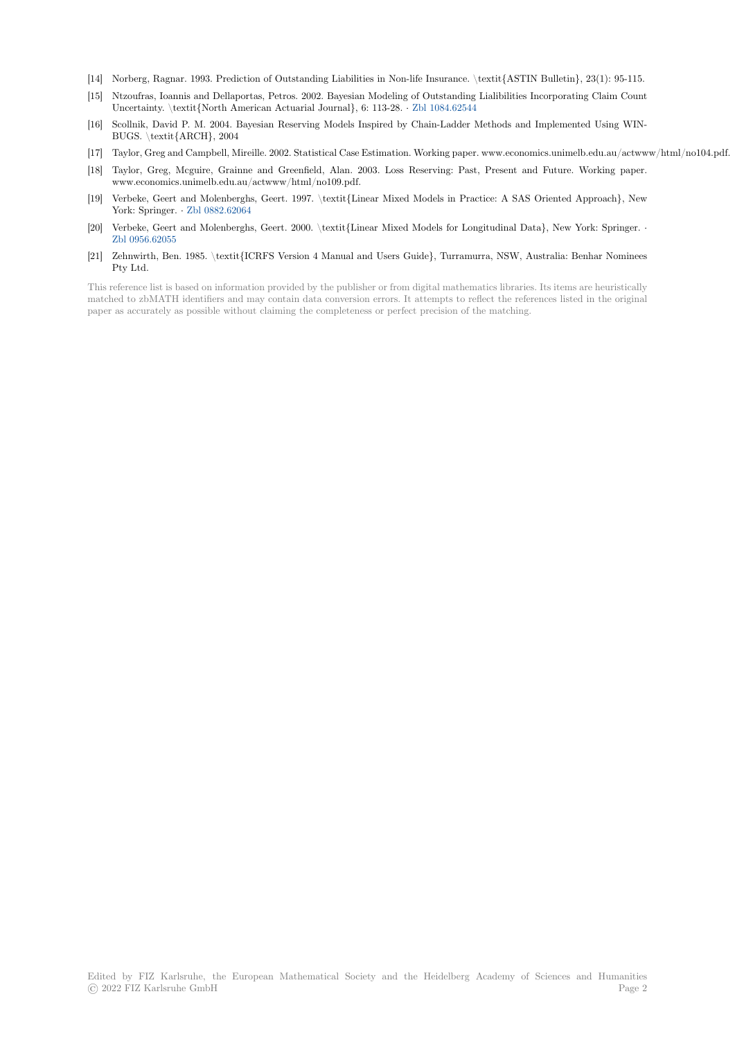[14] Norberg, Ragnar. 1993. Prediction of Outstanding Liabilities in Non-life Insurance. \textit{ASTIN Bulletin}, 23(1): 95-115.

[15] Ntzoufras, Ioannis and Dellaportas, Petros. 2002. Bayesian Modeling of Outstanding Lialibilities Incorporating Claim Count Uncertainty. \textit{North American Actuarial Journal}, 6: 113-28. · Zbl 1084.62544

[16] Scollnik, David P. M. 2004. Bayesian Reserving Models Inspired by Chain-Ladder Methods and Implemented Using WIN-BUGS. \textit{ARCH}, 2004

[17] Taylor, Greg and Campbell, Mireille. 2002. Statistical Case Estimation. Working paper. www.economics.unimelb.edu.au/actwww/html/no104.pdf.

[18] Taylor, Greg, Mcguire, Grainne and Greenfield, Alan. 2003. Loss Reserving: Past, Present and Future. Working paper. www.economics.unimelb.edu.au/actwww/html/no109.pdf.

[19] Verbeke, Geert and Molenberghs, Geert. 1997. \textit{Linear Mixed Models in Practice: A SAS Oriented Approach}, New York: Springer. · Zbl 0882.62064

[20] Verbeke, Geert and Molenberghs, Geert. 2000. \textit{Linear Mixed Models for Longitudinal Data}, New York: Springer. · Zbl 0956.62055

[21] Zehnwirth, Ben. 1985. \textit{ICRFS Version 4 Manual and Users Guide}, Turramurra, NSW, Australia: Benhar Nominees Pty Ltd.

This reference list is based on information provided by the publisher or from digital mathematics libraries. Its items are heuristically matched to zbMATH identifiers and may contain data conversion errors. It attempts to reflect the references listed in the original paper as accurately as possible without claiming the completeness or perfect precision of the matching.